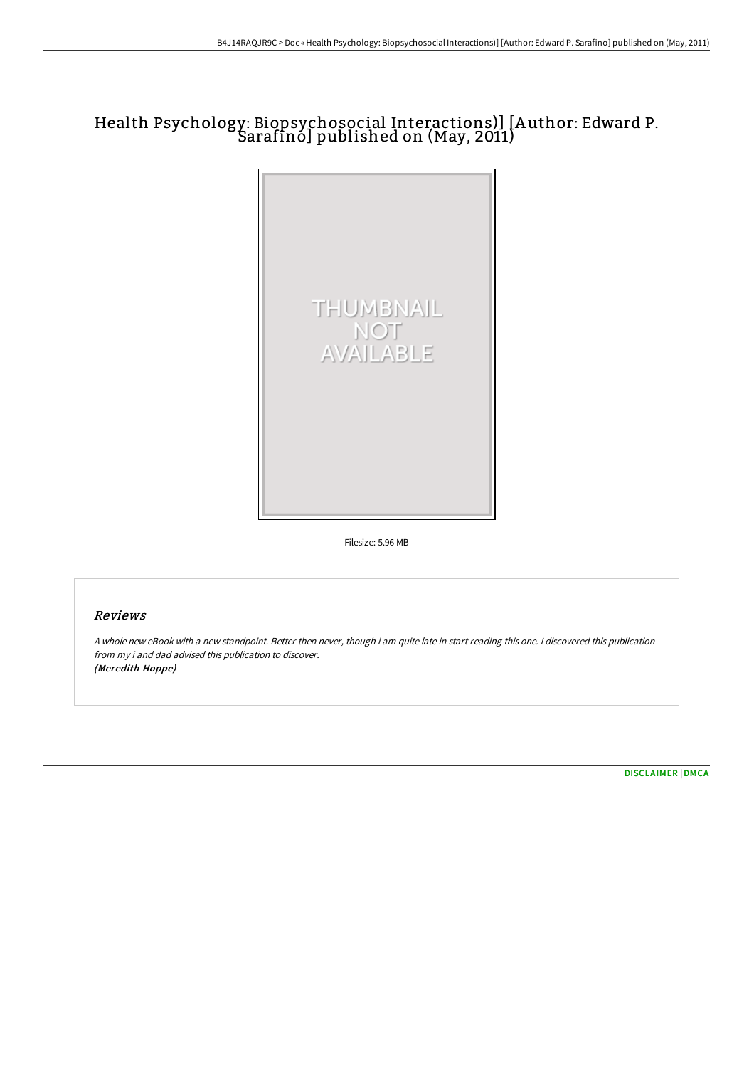# Health Psychology: Biopsychosocial Interactions)] [Author: Edward P. Sarafino] published on (May, 2011)

Filesize: 5.96 MB

## Reviews

*A whole new eBook with a new standpoint. Better then never, though i am quite late in start reading this one. I discovered this publication from my i and dad advised this publication to discover.*
***(Meredith Hoppe)***

[DISCLAIMER](#) | [DMCA](#)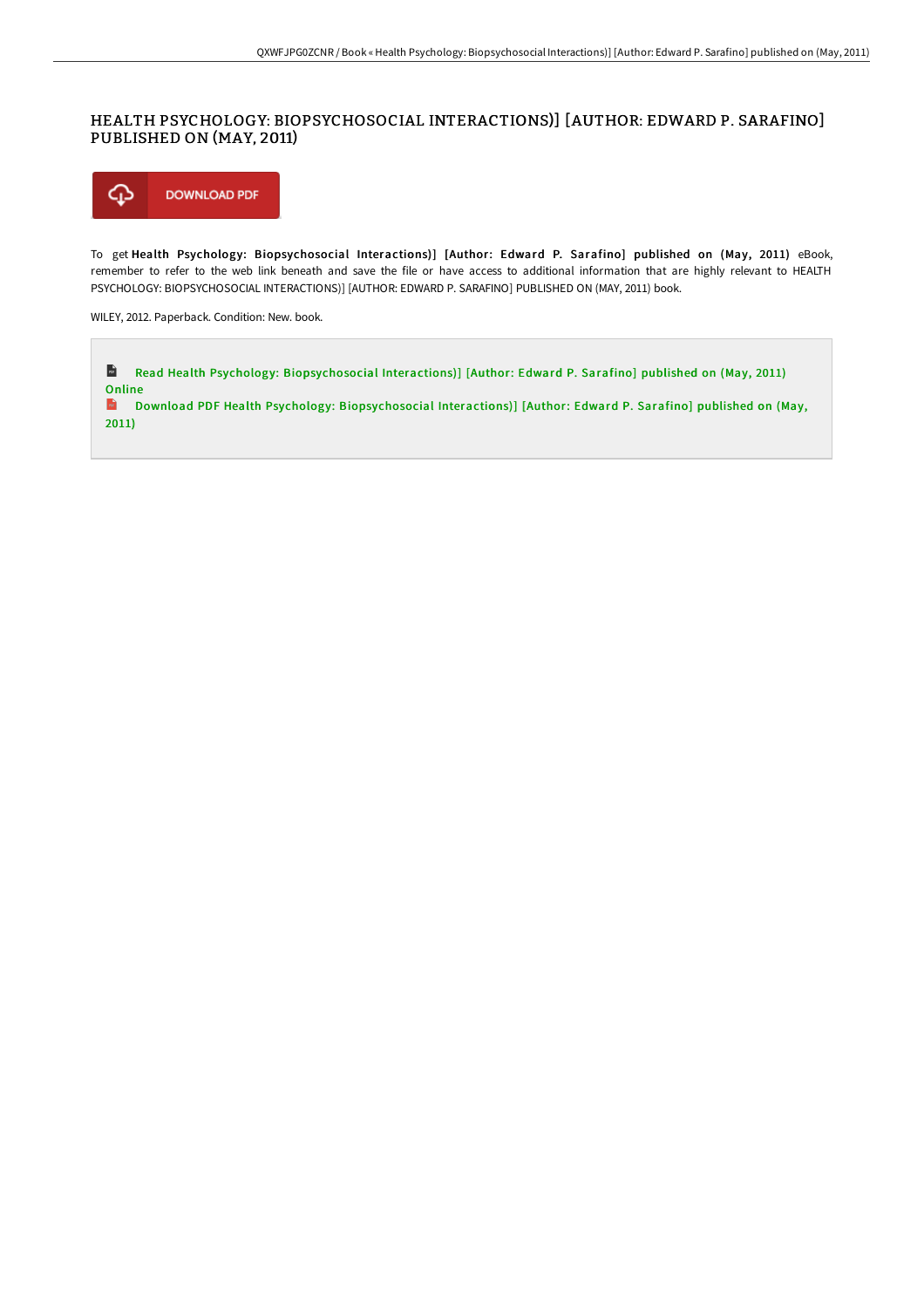# HEALTH PSYCHOLOGY: BIOPSYCHOSOCIAL INTERACTIONS)] [AUTHOR: EDWARD P. SARAFINO] PUBLISHED ON (MAY, 2011)

DOWNLOAD PDF

To get **Health Psychology: Biopsychosocial Interactions)] [Author: Edward P. Sarafino] published on (May, 2011)** eBook, remember to refer to the web link beneath and save the file or have access to additional information that are highly relevant to HEALTH PSYCHOLOGY: BIOPSYCHOSOCIAL INTERACTIONS)] [AUTHOR: EDWARD P. SARAFINO] PUBLISHED ON (MAY, 2011) book.

WILEY, 2012. Paperback. Condition: New. book.

Read Health Psychology: Biopsychosocial Interactions)] [Author: Edward P. Sarafino] published on (May, 2011) Online

Download PDF Health Psychology: Biopsychosocial Interactions)] [Author: Edward P. Sarafino] published on (May, 2011)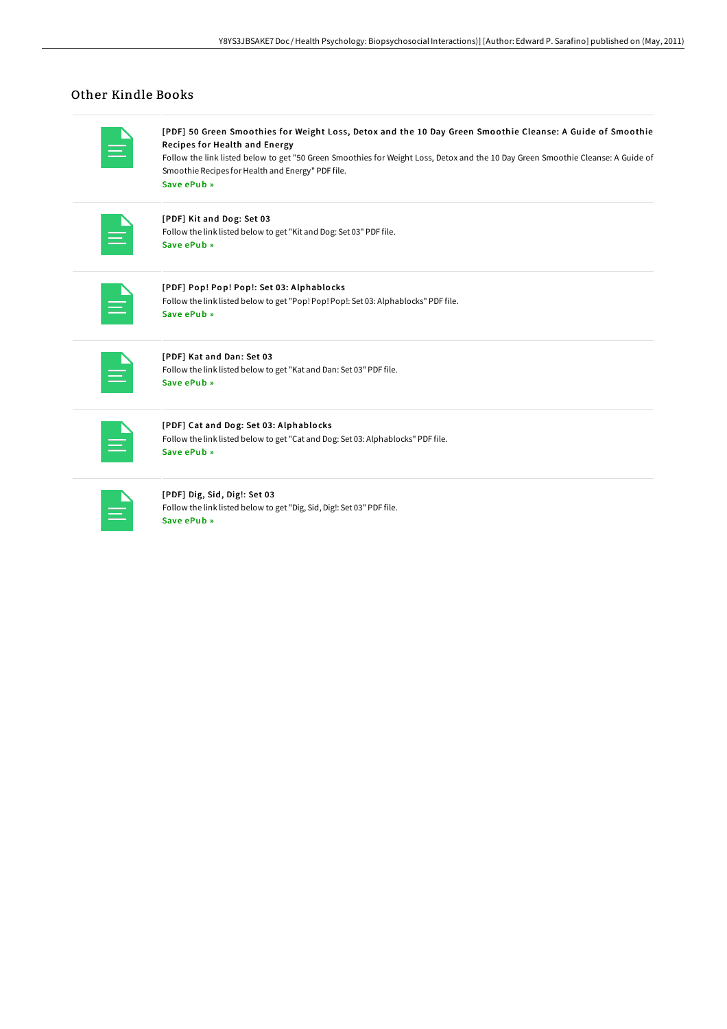## Other Kindle Books

**[PDF] 50 Green Smoothies for Weight Loss, Detox and the 10 Day Green Smoothie Cleanse: A Guide of Smoothie Recipes for Health and Energy**

Follow the link listed below to get "50 Green Smoothies for Weight Loss, Detox and the 10 Day Green Smoothie Cleanse: A Guide of Smoothie Recipes for Health and Energy" PDF file.

Save ePub »

**[PDF] Kit and Dog: Set 03**

Follow the link listed below to get "Kit and Dog: Set 03" PDF file.

Save ePub »

**[PDF] Pop! Pop! Pop!: Set 03: Alphablocks**

Follow the link listed below to get "Pop! Pop! Pop!: Set 03: Alphablocks" PDF file.

Save ePub »

**[PDF] Kat and Dan: Set 03**

Follow the link listed below to get "Kat and Dan: Set 03" PDF file.

Save ePub »

**[PDF] Cat and Dog: Set 03: Alphablocks**

Follow the link listed below to get "Cat and Dog: Set 03: Alphablocks" PDF file.

Save ePub »

**[PDF] Dig, Sid, Dig!: Set 03**

Follow the link listed below to get "Dig, Sid, Dig!: Set 03" PDF file.

Save ePub »